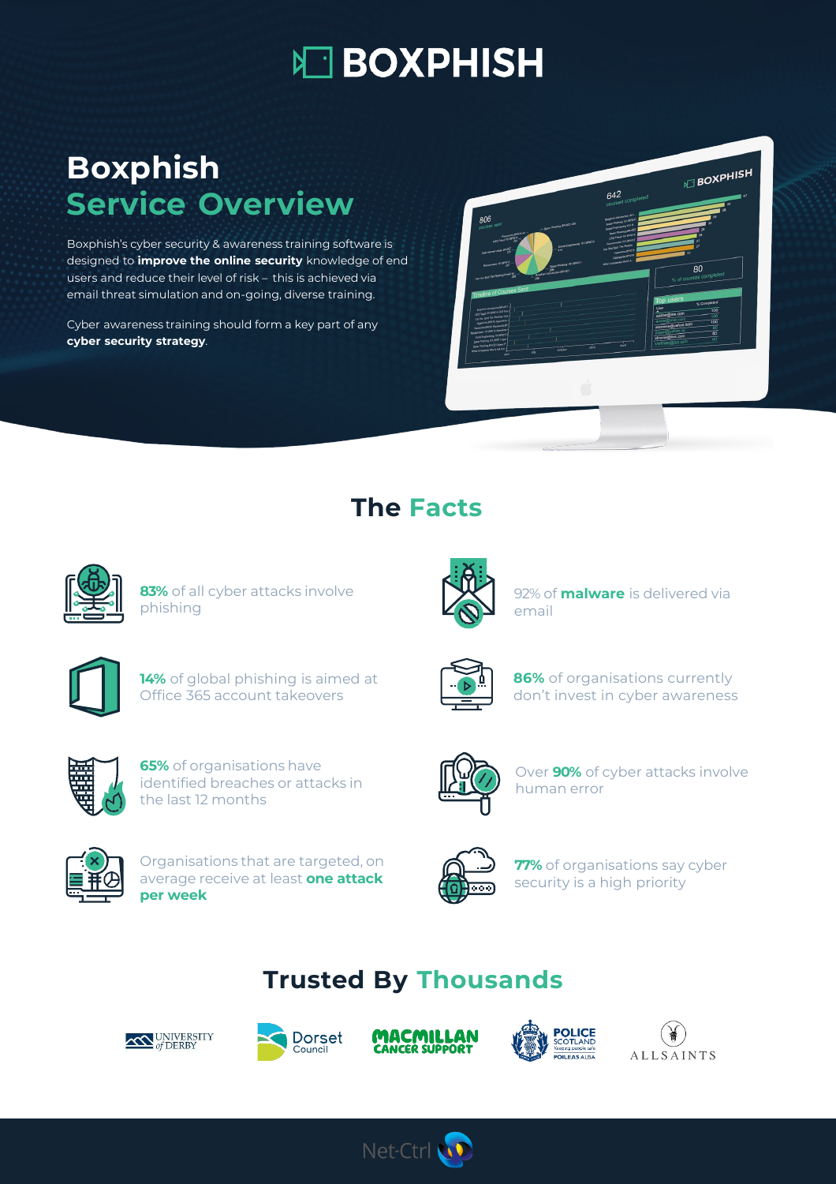# BOXPHISH

## Boxphish Service Overview

Boxphish's cyber security & awareness training software is designed to **improve the online security** knowledge of end users and reduce their level of risk – this is achieved via email threat simulation and on-going, diverse training.

Cyber awareness training should form a key part of any **cyber security strategy**.

## The Facts

**83%** of all cyber attacks involve phishing

92% of **malware** is delivered via email

**14%** of global phishing is aimed at Office 365 account takeovers

**86%** of organisations currently don't invest in cyber awareness

**65%** of organisations have identified breaches or attacks in the last 12 months

Over **90%** of cyber attacks involve human error

Organisations that are targeted, on average receive at least **one attack per week**

**77%** of organisations say cyber security is a high priority

## Trusted By Thousands

University of Derby · Dorset Council · Macmillan Cancer Support · Police Scotland · AllSaints

Net-Ctrl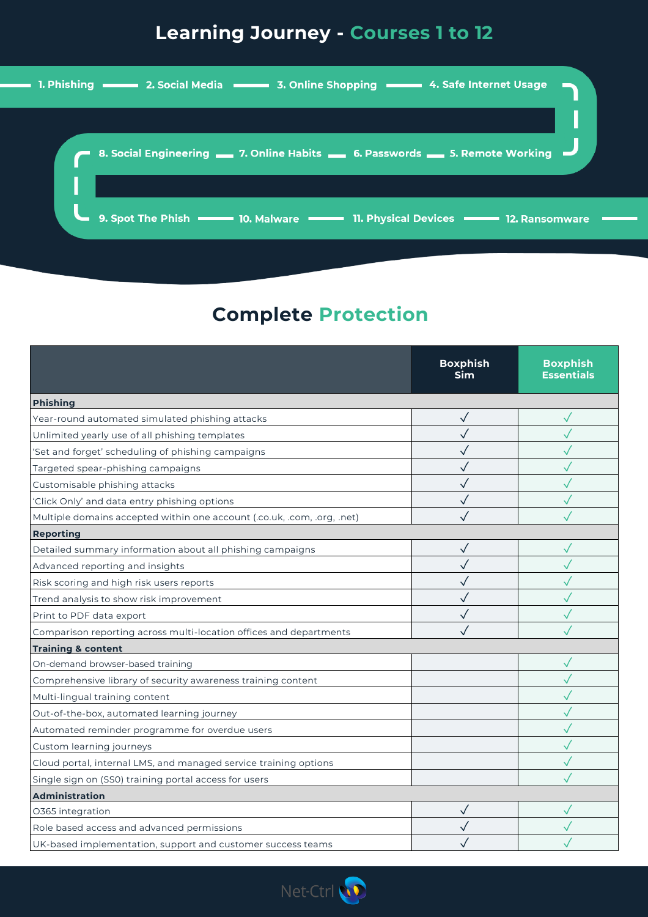# Learning Journey - Courses 1 to 12

1. Phishing
2. Social Media
3. Online Shopping
4. Safe Internet Usage
5. Remote Working
6. Passwords
7. Online Habits
8. Social Engineering
9. Spot The Phish
10. Malware
11. Physical Devices
12. Ransomware

## Complete Protection

| | Boxphish Sim | Boxphish Essentials |
|---|---|---|
| **Phishing** | | |
| Year-round automated simulated phishing attacks | ✓ | ✓ |
| Unlimited yearly use of all phishing templates | ✓ | ✓ |
| 'Set and forget' scheduling of phishing campaigns | ✓ | ✓ |
| Targeted spear-phishing campaigns | ✓ | ✓ |
| Customisable phishing attacks | ✓ | ✓ |
| 'Click Only' and data entry phishing options | ✓ | ✓ |
| Multiple domains accepted within one account (.co.uk, .com, .org, .net) | ✓ | ✓ |
| **Reporting** | | |
| Detailed summary information about all phishing campaigns | ✓ | ✓ |
| Advanced reporting and insights | ✓ | ✓ |
| Risk scoring and high risk users reports | ✓ | ✓ |
| Trend analysis to show risk improvement | ✓ | ✓ |
| Print to PDF data export | ✓ | ✓ |
| Comparison reporting across multi-location offices and departments | ✓ | ✓ |
| **Training & content** | | |
| On-demand browser-based training | | ✓ |
| Comprehensive library of security awareness training content | | ✓ |
| Multi-lingual training content | | ✓ |
| Out-of-the-box, automated learning journey | | ✓ |
| Automated reminder programme for overdue users | | ✓ |
| Custom learning journeys | | ✓ |
| Cloud portal, internal LMS, and managed service training options | | ✓ |
| Single sign on (SSO) training portal access for users | | ✓ |
| **Administration** | | |
| O365 integration | ✓ | ✓ |
| Role based access and advanced permissions | ✓ | ✓ |
| UK-based implementation, support and customer success teams | ✓ | ✓ |

Net-Ctrl